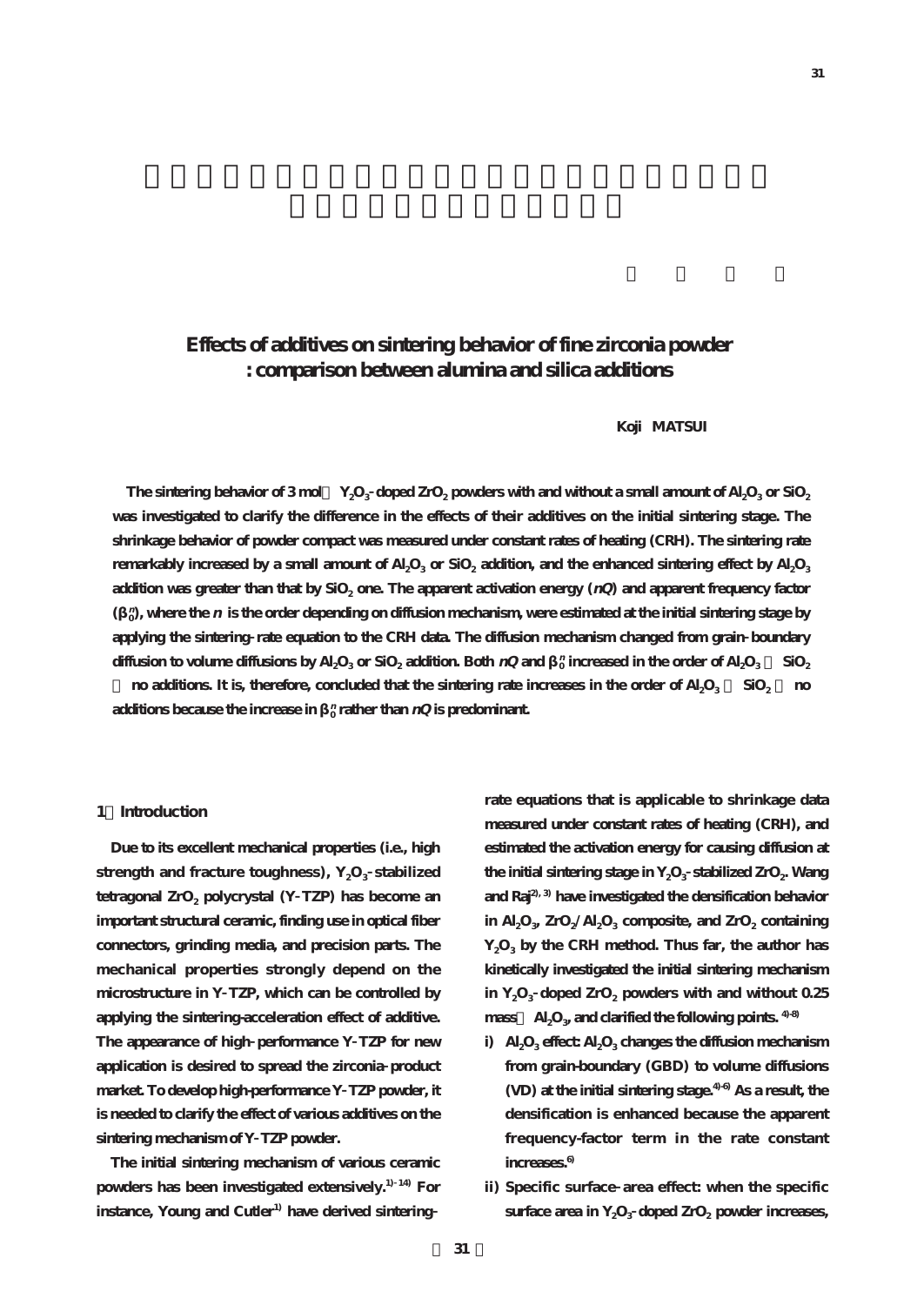# Effects of additives on sintering behavior of fine zirconia powder : comparison between alumina and silica additions

**Koji MATSUI**

**The sintering behavior of 3 mol% $Y_2O_3$-doped $ZrO_2$ powders with and without a small amount of $Al_2O_3$ or $SiO_2$ was investigated to clarify the difference in the effects of their additives on the initial sintering stage. The shrinkage behavior of powder compact was measured under constant rates of heating (CRH). The sintering rate remarkably increased by a small amount of $Al_2O_3$ or $SiO_2$ addition, and the enhanced sintering effect by $Al_2O_3$ addition was greater than that by $SiO_2$ one. The apparent activation energy ($nQ$) and apparent frequency factor ($\beta_0^n$), where the $n$ is the order depending on diffusion mechanism, were estimated at the initial sintering stage by applying the sintering-rate equation to the CRH data. The diffusion mechanism changed from grain-boundary diffusion to volume diffusions by $Al_2O_3$ or $SiO_2$ addition. Both $nQ$ and $\beta_0^n$ increased in the order of $Al_2O_3$ > $SiO_2$ > no additions. It is, therefore, concluded that the sintering rate increases in the order of $Al_2O_3$ > $SiO_2$ > no additions because the increase in $\beta_0^n$ rather than $nQ$ is predominant.**

## 1. Introduction

Due to its excellent mechanical properties (i.e., high strength and fracture toughness), $Y_2O_3$-stabilized tetragonal $ZrO_2$ polycrystal (Y-TZP) has become an important structural ceramic, finding use in optical fiber connectors, grinding media, and precision parts. The mechanical properties strongly depend on the microstructure in Y-TZP, which can be controlled by applying the sintering-acceleration effect of additive. The appearance of high-performance Y-TZP for new application is desired to spread the zirconia-product market. To develop high-performance Y-TZP powder, it is needed to clarify the effect of various additives on the sintering mechanism of Y-TZP powder.

The initial sintering mechanism of various ceramic powders has been investigated extensively.[1)-14)] For instance, Young and Cutler[1)] have derived sintering-rate equations that is applicable to shrinkage data measured under constant rates of heating (CRH), and estimated the activation energy for causing diffusion at the initial sintering stage in $Y_2O_3$-stabilized $ZrO_2$. Wang and Raj[2), 3)] have investigated the densification behavior in $Al_2O_3$, $ZrO_2/Al_2O_3$ composite, and $ZrO_2$ containing $Y_2O_3$ by the CRH method. Thus far, the author has kinetically investigated the initial sintering mechanism in $Y_2O_3$-doped $ZrO_2$ powders with and without 0.25 mass% $Al_2O_3$, and clarified the following points.[4)-8)]

i) $Al_2O_3$ effect: $Al_2O_3$ changes the diffusion mechanism from grain-boundary (GBD) to volume diffusions (VD) at the initial sintering stage.[4)-6)] As a result, the densification is enhanced because the apparent frequency-factor term in the rate constant increases.[6)]

ii) Specific surface-area effect: when the specific surface area in $Y_2O_3$-doped $ZrO_2$ powder increases,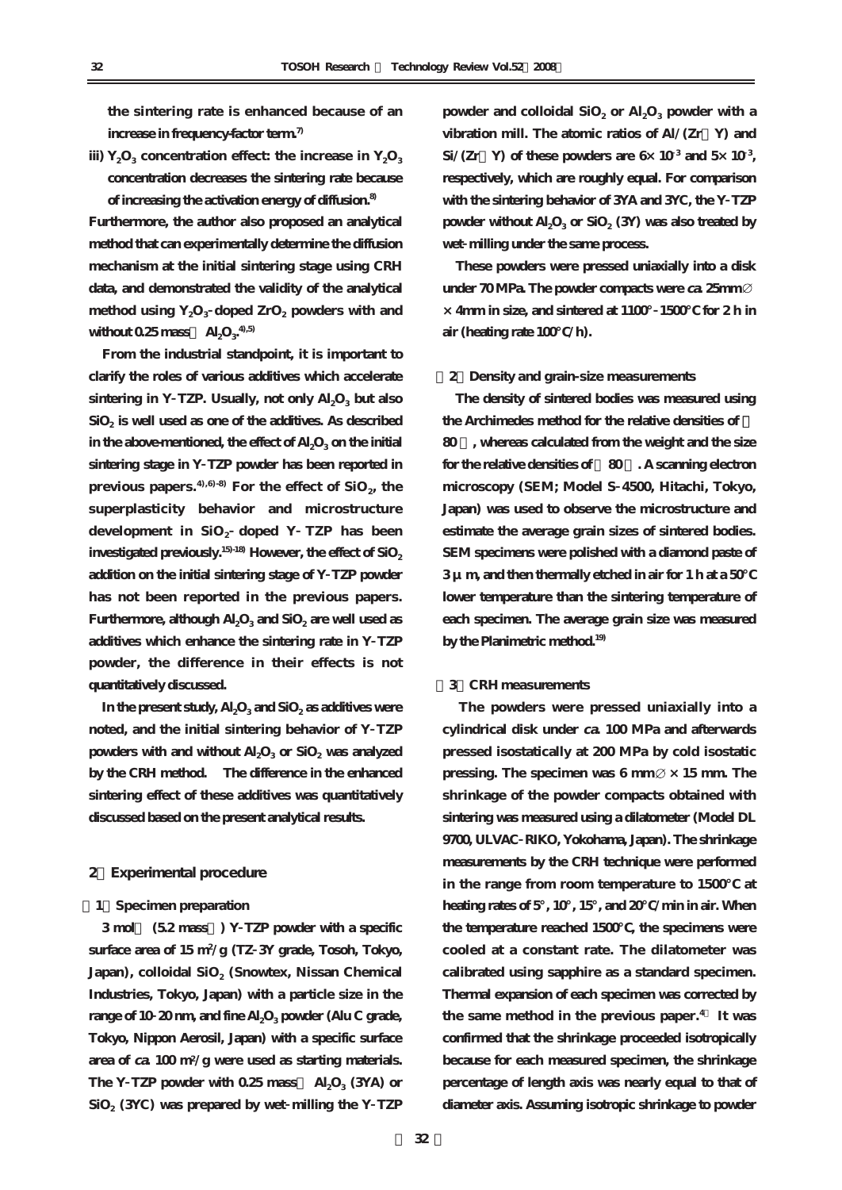the sintering rate is enhanced because of an increase in frequency-factor term.[7]

iii) $Y_2O_3$ concentration effect: the increase in $Y_2O_3$ concentration decreases the sintering rate because of increasing the activation energy of diffusion.[8]

Furthermore, the author also proposed an analytical method that can experimentally determine the diffusion mechanism at the initial sintering stage using CRH data, and demonstrated the validity of the analytical method using $Y_2O_3$-doped $ZrO_2$ powders with and without 0.25 mass％ $Al_2O_3$.[4),5)]

From the industrial standpoint, it is important to clarify the roles of various additives which accelerate sintering in Y-TZP. Usually, not only $Al_2O_3$ but also $SiO_2$ is well used as one of the additives. As described in the above-mentioned, the effect of $Al_2O_3$ on the initial sintering stage in Y-TZP powder has been reported in previous papers.[4),6)-8)] For the effect of $SiO_2$, the superplasticity behavior and microstructure development in $SiO_2$-doped Y-TZP has been investigated previously.[15)-18)] However, the effect of $SiO_2$ addition on the initial sintering stage of Y-TZP powder has not been reported in the previous papers. Furthermore, although $Al_2O_3$ and $SiO_2$ are well used as additives which enhance the sintering rate in Y-TZP powder, the difference in their effects is not quantitatively discussed.

In the present study, $Al_2O_3$ and $SiO_2$ as additives were noted, and the initial sintering behavior of Y-TZP powders with and without $Al_2O_3$ or $SiO_2$ was analyzed by the CRH method. The difference in the enhanced sintering effect of these additives was quantitatively discussed based on the present analytical results.

## 2．Experimental procedure

### （1）Specimen preparation

3 mol％ (5.2 mass％) Y-TZP powder with a specific surface area of 15 $m^2$/g (TZ-3Y grade, Tosoh, Tokyo, Japan), colloidal $SiO_2$ (Snowtex, Nissan Chemical Industries, Tokyo, Japan) with a particle size in the range of 10-20 nm, and fine $Al_2O_3$ powder (Alu C grade, Tokyo, Nippon Aerosil, Japan) with a specific surface area of *ca.* 100 $m^2$/g were used as starting materials. The Y-TZP powder with 0.25 mass％ $Al_2O_3$ (3YA) or $SiO_2$ (3YC) was prepared by wet-milling the Y-TZP powder and colloidal $SiO_2$ or $Al_2O_3$ powder with a vibration mill. The atomic ratios of Al/(Zr＋Y) and Si/(Zr＋Y) of these powders are $6\times 10^{-3}$ and $5\times 10^{-3}$, respectively, which are roughly equal. For comparison with the sintering behavior of 3YA and 3YC, the Y-TZP powder without $Al_2O_3$ or $SiO_2$ (3Y) was also treated by wet-milling under the same process.

These powders were pressed uniaxially into a disk under 70 MPa. The powder compacts were *ca.* 25mm∅ × 4mm in size, and sintered at 1100°-1500°C for 2 h in air (heating rate 100°C/h).

### （2）Density and grain-size measurements

The density of sintered bodies was measured using the Archimedes method for the relative densities of ＞80％, whereas calculated from the weight and the size for the relative densities of ＜80％. A scanning electron microscopy (SEM; Model S-4500, Hitachi, Tokyo, Japan) was used to observe the microstructure and estimate the average grain sizes of sintered bodies. SEM specimens were polished with a diamond paste of 3 μm, and then thermally etched in air for 1 h at a 50°C lower temperature than the sintering temperature of each specimen. The average grain size was measured by the Planimetric method.[19)]

### （3）CRH measurements

The powders were pressed uniaxially into a cylindrical disk under *ca.* 100 MPa and afterwards pressed isostatically at 200 MPa by cold isostatic pressing. The specimen was 6 mm∅ × 15 mm. The shrinkage of the powder compacts obtained with sintering was measured using a dilatometer (Model DL 9700, ULVAC-RIKO, Yokohama, Japan). The shrinkage measurements by the CRH technique were performed in the range from room temperature to 1500°C at heating rates of 5°, 10°, 15°, and 20°C/min in air. When the temperature reached 1500°C, the specimens were cooled at a constant rate. The dilatometer was calibrated using sapphire as a standard specimen. Thermal expansion of each specimen was corrected by the same method in the previous paper.[4)] It was confirmed that the shrinkage proceeded isotropically because for each measured specimen, the shrinkage percentage of length axis was nearly equal to that of diameter axis. Assuming isotropic shrinkage to powder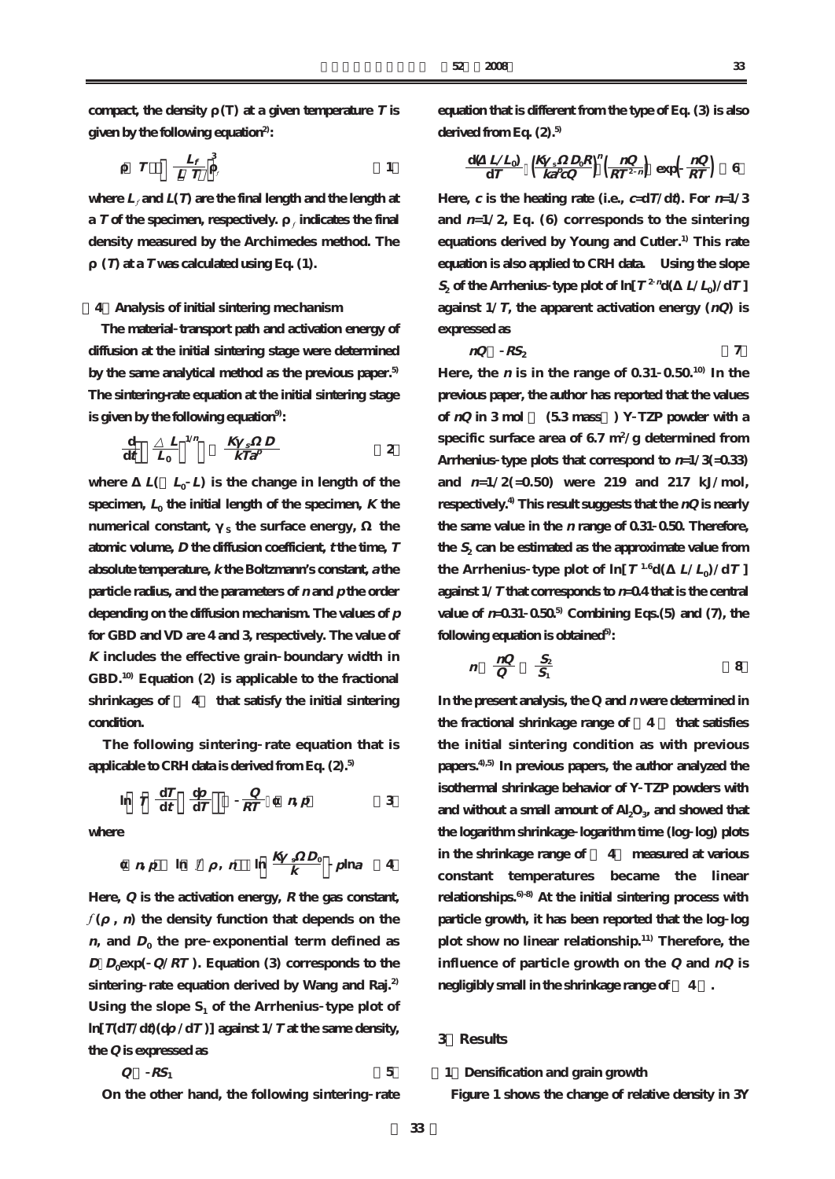compact, the density $\rho(T)$ at a given temperature $T$ is given by the following equation[2]:

$$\rho(T) = \left(\frac{L_f}{L(T)}\right)^3 \rho_f \quad (1)$$

where $L_f$ and $L(T)$ are the final length and the length at a $T$ of the specimen, respectively. $\rho_f$ indicates the final density measured by the Archimedes method. The $\rho(T)$ at a $T$ was calculated using Eq. (1).

### (4) Analysis of initial sintering mechanism

The material-transport path and activation energy of diffusion at the initial sintering stage were determined by the same analytical method as the previous paper.[5] The sintering-rate equation at the initial sintering stage is given by the following equation[9]:

$$\frac{d}{dt}\left[\left(\frac{\Delta L}{L_0}\right)^{1/n}\right] = \frac{K\gamma_s \Omega D}{kTa^p} \quad (2)$$

where $\Delta L (= L_0 - L)$ is the change in length of the specimen, $L_0$ the initial length of the specimen, $K$ the numerical constant, $\gamma_s$ the surface energy, $\Omega$ the atomic volume, $D$ the diffusion coefficient, $t$ the time, $T$ absolute temperature, $k$ the Boltzmann's constant, $a$ the particle radius, and the parameters of $n$ and $p$ the order depending on the diffusion mechanism. The values of $p$ for GBD and VD are 4 and 3, respectively. The value of $K$ includes the effective grain-boundary width in GBD.[10] Equation (2) is applicable to the fractional shrinkages of 4 that satisfy the initial sintering condition.

The following sintering-rate equation that is applicable to CRH data is derived from Eq. (2).[5]

$$\ln\left[T\left(\frac{dT}{dt}\right)\left(\frac{d\rho}{dT}\right)\right] = -\frac{Q}{RT} + \phi(n, p) \quad (3)$$

where

$$\phi(n, p) = \ln[f(\rho, n)] + \ln\left[\frac{K\gamma_s \Omega D_0}{k}\right] - p\ln a \quad (4)$$

Here, $Q$ is the activation energy, $R$ the gas constant, $f(\rho, n)$ the density function that depends on the $n$, and $D_0$ the pre-exponential term defined as $D = D_0\exp(-Q/RT)$. Equation (3) corresponds to the sintering-rate equation derived by Wang and Raj.[2] Using the slope $S_1$ of the Arrhenius-type plot of $\ln[T(dT/dt)(d\rho/dT)]$ against $1/T$ at the same density, the $Q$ is expressed as

$$Q = -RS_1 \quad (5)$$

On the other hand, the following sintering-rate equation that is different from the type of Eq. (3) is also derived from Eq. (2).[5]

$$\frac{d(\Delta L/L_0)}{dT} = \left(\frac{K\gamma_s \Omega D_0 R}{ka^p cQ}\right)^n \left(\frac{nQ}{RT^{2-n}}\right) \exp\left(-\frac{nQ}{RT}\right) \quad (6)$$

Here, $c$ is the heating rate (i.e., $c = dT/dt$). For $n = 1/3$ and $n = 1/2$, Eq. (6) corresponds to the sintering equations derived by Young and Cutler.[1] This rate equation is also applied to CRH data. Using the slope $S_2$ of the Arrhenius-type plot of $\ln[T^{2-n}d(\Delta L/L_0)/dT]$ against $1/T$, the apparent activation energy ($nQ$) is expressed as

$$nQ = -RS_2 \quad (7)$$

Here, the $n$ is in the range of 0.31-0.50.[10] In the previous paper, the author has reported that the values of $nQ$ in 3 mol (5.3 mass ) Y-TZP powder with a specific surface area of 6.7 $m^2/g$ determined from Arrhenius-type plots that correspond to $n = 1/3 (= 0.33)$ and $n = 1/2 (= 0.50)$ were 219 and 217 kJ/mol, respectively.[4] This result suggests that the $nQ$ is nearly the same value in the $n$ range of 0.31-0.50. Therefore, the $S_2$ can be estimated as the approximate value from the Arrhenius-type plot of $\ln[T^{1.6}d(\Delta L/L_0)/dT]$ against $1/T$ that corresponds to $n = 0.4$ that is the central value of $n = 0.31$-$0.50$.[5] Combining Eqs.(5) and (7), the following equation is obtained[5]:

$$n = \frac{nQ}{Q} = \frac{S_2}{S_1} \quad (8)$$

In the present analysis, the $Q$ and $n$ were determined in the fractional shrinkage range of 4 that satisfies the initial sintering condition as with previous papers.[4,5] In previous papers, the author analyzed the isothermal shrinkage behavior of Y-TZP powders with and without a small amount of $Al_2O_3$, and showed that the logarithm shrinkage-logarithm time (log-log) plots in the shrinkage range of 4 measured at various constant temperatures became the linear relationships.[6-8] At the initial sintering process with particle growth, it has been reported that the log-log plot show no linear relationship.[11] Therefore, the influence of particle growth on the $Q$ and $nQ$ is negligibly small in the shrinkage range of 4 .

## 3 Results

### 1 Densification and grain growth

Figure 1 shows the change of relative density in 3Y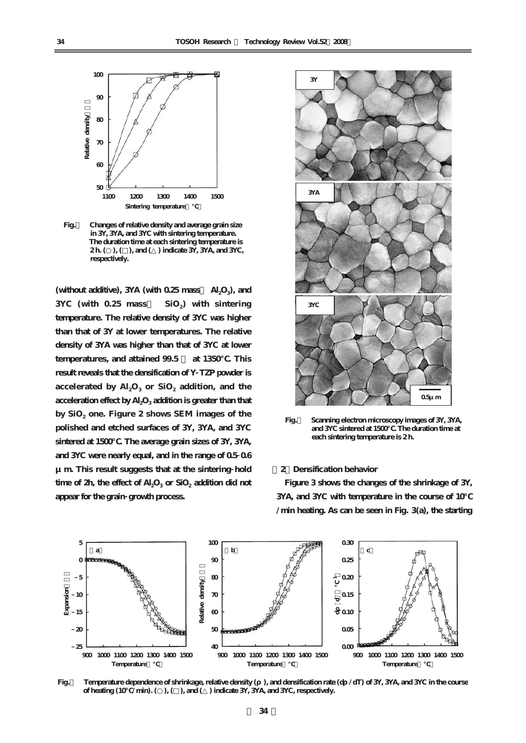Fig.　Changes of relative density and average grain size in 3Y, 3YA, and 3YC with sintering temperature. The duration time at each sintering temperature is 2 h. (○), (□), and (△) indicate 3Y, 3YA, and 3YC, respectively.

(without additive), 3YA (with 0.25 mass　$Al_2O_3$), and 3YC (with 0.25 mass　$SiO_2$) with sintering temperature. The relative density of 3YC was higher than that of 3Y at lower temperatures. The relative density of 3YA was higher than that of 3YC at lower temperatures, and attained 99.5　at 1350°C. This result reveals that the densification of Y-TZP powder is accelerated by $Al_2O_3$ or $SiO_2$ addition, and the acceleration effect by $Al_2O_3$ addition is greater than that by $SiO_2$ one. Figure 2 shows SEM images of the polished and etched surfaces of 3Y, 3YA, and 3YC sintered at 1500°C. The average grain sizes of 3Y, 3YA, and 3YC were nearly equal, and in the range of 0.5-0.6 μm. This result suggests that at the sintering-hold time of 2h, the effect of $Al_2O_3$ or $SiO_2$ addition did not appear for the grain-growth process.

Fig.　Scanning electron microscopy images of 3Y, 3YA, and 3YC sintered at 1500°C. The duration time at each sintering temperature is 2 h.

**2　Densification behavior**

Figure 3 shows the changes of the shrinkage of 3Y, 3YA, and 3YC with temperature in the course of 10°C/min heating. As can be seen in Fig. 3(a), the starting

Fig.　Temperature dependence of shrinkage, relative density (ρ), and densification rate (dρ/dT) of 3Y, 3YA, and 3YC in the course of heating (10°C/min). (○), (□), and (△) indicate 3Y, 3YA, and 3YC, respectively.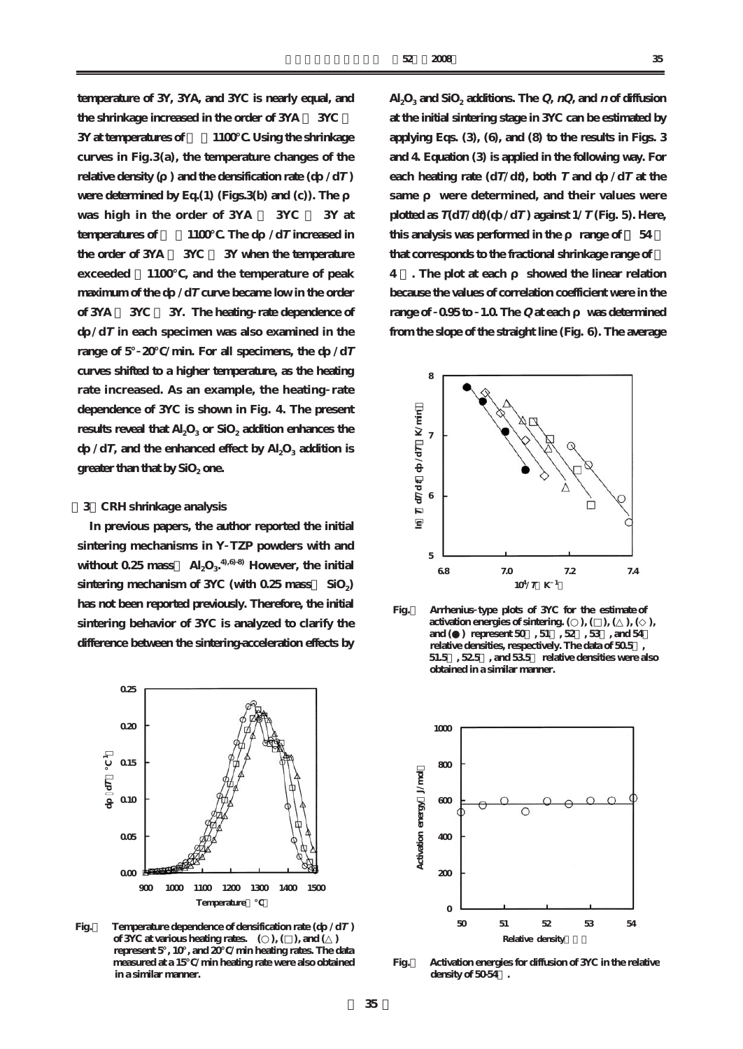temperature of 3Y, 3YA, and 3YC is nearly equal, and the shrinkage increased in the order of 3YA 3YC 3Y at temperatures of 1100°C. Using the shrinkage curves in Fig.3(a), the temperature changes of the relative density (ρ) and the densification rate (dρ/d$T$) were determined by Eq.(1) (Figs.3(b) and (c)). The ρ was high in the order of 3YA 3YC 3Y at temperatures of 1100°C. The dρ/d$T$ increased in the order of 3YA 3YC 3Y when the temperature exceeded 1100°C, and the temperature of peak maximum of the dρ/d$T$ curve became low in the order of 3YA 3YC 3Y. The heating-rate dependence of dρ/d$T$ in each specimen was also examined in the range of 5°-20°C/min. For all specimens, the dρ/d$T$ curves shifted to a higher temperature, as the heating rate increased. As an example, the heating-rate dependence of 3YC is shown in Fig. 4. The present results reveal that $Al_2O_3$ or $SiO_2$ addition enhances the dρ/d$T$, and the enhanced effect by $Al_2O_3$ addition is greater than that by $SiO_2$ one.

### 3 CRH shrinkage analysis

In previous papers, the author reported the initial sintering mechanisms in Y-TZP powders with and without 0.25 mass $Al_2O_3$.[4),6)-8)] However, the initial sintering mechanism of 3YC (with 0.25 mass $SiO_2$) has not been reported previously. Therefore, the initial sintering behavior of 3YC is analyzed to clarify the difference between the sintering-acceleration effects by $Al_2O_3$ and $SiO_2$ additions. The $Q$, $nQ$, and $n$ of diffusion at the initial sintering stage in 3YC can be estimated by applying Eqs. (3), (6), and (8) to the results in Figs. 3 and 4. Equation (3) is applied in the following way. For each heating rate (d$T$/d$t$), both $T$ and dρ/d$T$ at the same ρ were determined, and their values were plotted as $T$(d$T$/d$t$)(dρ/d$T$) against 1/$T$ (Fig. 5). Here, this analysis was performed in the ρ range of 54 that corresponds to the fractional shrinkage range of 4 . The plot at each ρ showed the linear relation because the values of correlation coefficient were in the range of -0.95 to -1.0. The $Q$ at each ρ was determined from the slope of the straight line (Fig. 6). The average

Fig. Temperature dependence of densification rate (dρ/d$T$) of 3YC at various heating rates. (○), (□), and (△) represent 5°, 10°, and 20°C/min heating rates. The data measured at a 15°C/min heating rate were also obtained in a similar manner.

Fig. Arrhenius-type plots of 3YC for the estimate of activation energies of sintering. (○), (□), (△), (◇), and (●) represent 50 , 51 , 52 , 53 , and 54 relative densities, respectively. The data of 50.5 , 51.5 , 52.5 , and 53.5 relative densities were also obtained in a similar manner.

Fig. Activation energies for diffusion of 3YC in the relative density of 50-54 .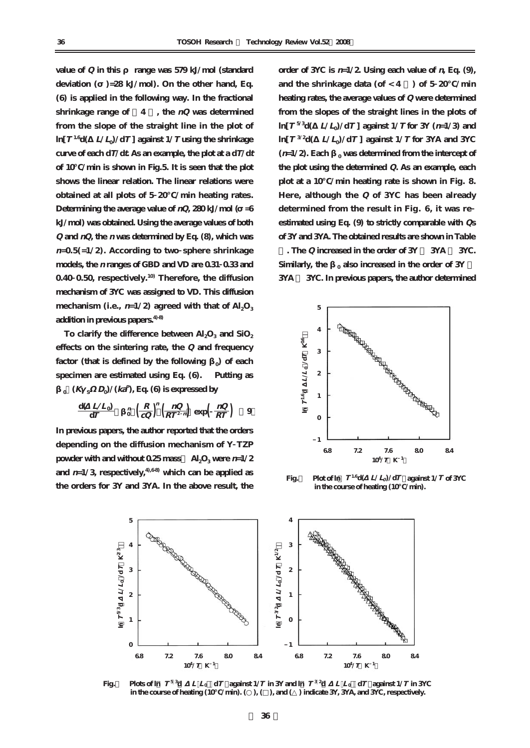value of $Q$ in this $\rho$ range was 579 kJ/mol (standard deviation ($\sigma$)=28 kJ/mol). On the other hand, Eq. (6) is applied in the following way. In the fractional shrinkage range of  4 , the $nQ$ was determined from the slope of the straight line in the plot of $\ln[T^{1.6}d(\Delta L/L_0)/dT]$ against $1/T$ using the shrinkage curve of each $dT/dt$. As an example, the plot at a $dT/dt$ of 10°C/min is shown in Fig.5. It is seen that the plot shows the linear relation. The linear relations were obtained at all plots of 5-20°C/min heating rates. Determining the average value of $nQ$, 280 kJ/mol ($\sigma$=6 kJ/mol) was obtained. Using the average values of both $Q$ and $nQ$, the $n$ was determined by Eq. (8), which was $n$=0.5(=1/2). According to two-sphere shrinkage models, the $n$ ranges of GBD and VD are 0.31-0.33 and 0.40-0.50, respectively.[10] Therefore, the diffusion mechanism of 3YC was assigned to VD. This diffusion mechanism (i.e., $n$=1/2) agreed with that of $Al_2O_3$ addition in previous papers.[4-8]

To clarify the difference between $Al_2O_3$ and $SiO_2$ effects on the sintering rate, the $Q$ and frequency factor (that is defined by the following $\beta_0$) of each specimen are estimated using Eq. (6). Putting as $\beta_0$ $(K\gamma_S\Omega D_0)/(ka^p)$, Eq. (6) is expressed by

$$\frac{d(\Delta L/L_0)}{dT} \quad \beta_0^n \left(\frac{R}{cQ}\right)^n \left(\frac{nQ}{RT^{2-n}}\right) \exp\left(-\frac{nQ}{RT}\right) \quad (9)$$

In previous papers, the author reported that the orders depending on the diffusion mechanism of Y-TZP powder with and without 0.25 mass $Al_2O_3$ were $n$=1/2 and $n$=1/3, respectively,[4),6-8)] which can be applied as the orders for 3Y and 3YA. In the above result, the order of 3YC is $n$=1/2. Using each value of $n$, Eq. (9), and the shrinkage data (of < 4 ) of 5-20°C/min heating rates, the average values of $Q$ were determined from the slopes of the straight lines in the plots of $\ln[T^{5/3}d(\Delta L/L_0)/dT]$ against $1/T$ for 3Y ($n$=1/3) and $\ln[T^{3/2}d(\Delta L/L_0)/dT]$ against $1/T$ for 3YA and 3YC ($n$=1/2). Each $\beta_0$ was determined from the intercept of the plot using the determined $Q$. As an example, each plot at a 10°C/min heating rate is shown in Fig. 8. Here, although the $Q$ of 3YC has been already determined from the result in Fig. 6, it was re-estimated using Eq. (9) to strictly comparable with $Q$s of 3Y and 3YA. The obtained results are shown in Table . The $Q$ increased in the order of 3Y  3YA  3YC. Similarly, the $\beta_0$ also increased in the order of 3Y  3YA  3YC. In previous papers, the author determined

Fig.  Plot of $\ln[T^{1.6}d(\Delta L/L_0)/dT]$ against $1/T$ of 3YC in the course of heating (10°C/min).

Fig.  Plots of $\ln[T^{5/3}d(\Delta L/L_0)/dT]$ against $1/T$ in 3Y and $\ln[T^{3/2}d(\Delta L/L_0)/dT]$ against $1/T$ in 3YC in the course of heating (10°C/min). (○), (□), and (△) indicate 3Y, 3YA, and 3YC, respectively.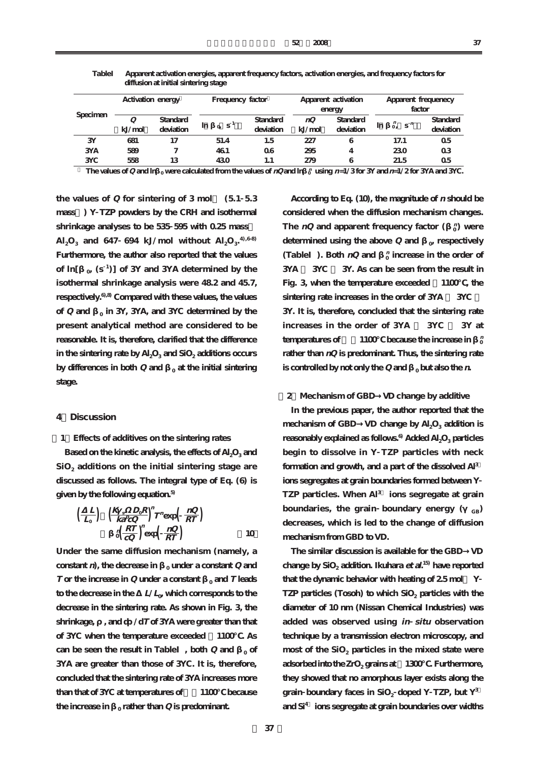**Table I Apparent activation energies, apparent frequency factors, activation energies, and frequency factors for diffusion at initial sintering stage**

| Specimen | Activation energy* | | Frequency factor* | | Apparent activation energy | | Apparent frequenecy factor | |
|---|---|---|---|---|---|---|---|---|
| | $Q$ (kJ/mol) | Standard deviation | ln[$\beta_0$, (s$^{-1}$)] | Standard deviation | $nQ$ (kJ/mol) | Standard deviation | ln[$\beta_0^n$, (s$^{-n}$)] | Standard deviation |
| 3Y | 681 | 17 | 51.4 | 1.5 | 227 | 6 | 17.1 | 0.5 |
| 3YA | 589 | 7 | 46.1 | 0.6 | 295 | 4 | 23.0 | 0.3 |
| 3YC | 558 | 13 | 43.0 | 1.1 | 279 | 6 | 21.5 | 0.5 |

\* The values of $Q$ and ln$\beta_0$ were calculated from the values of $nQ$ and ln$\beta_0^n$ using $n$=1/3 for 3Y and $n$=1/2 for 3YA and 3YC.

the values of $Q$ for sintering of 3 mol% (5.1-5.3 mass%) Y-TZP powders by the CRH and isothermal shrinkage analyses to be 535-595 with 0.25 mass% $Al_2O_3$ and 647-694 kJ/mol without $Al_2O_3$.[4),6-8)] Furthermore, the author also reported that the values of ln[$\beta_0$, (s$^{-1}$)] of 3Y and 3YA determined by the isothermal shrinkage analysis were 48.2 and 45.7, respectively.[6),8)] Compared with these values, the values of $Q$ and $\beta_0$ in 3Y, 3YA, and 3YC determined by the present analytical method are considered to be reasonable. It is, therefore, clarified that the difference in the sintering rate by $Al_2O_3$ and $SiO_2$ additions occurs by differences in both $Q$ and $\beta_0$ at the initial sintering stage.

## 4. Discussion

### (1) Effects of additives on the sintering rates

Based on the kinetic analysis, the effects of $Al_2O_3$ and $SiO_2$ additions on the initial sintering stage are discussed as follows. The integral type of Eq. (6) is given by the following equation.[5)]

$$\left(\frac{\Delta L}{L_0}\right)=\left(\frac{K\gamma_s\Omega D_0 R}{ka^p cQ}\right)^n T^n \exp\left(-\frac{nQ}{RT}\right) = \beta_0^n\left(\frac{RT}{cQ}\right)^n \exp\left(-\frac{nQ}{RT}\right) \quad (10)$$

Under the same diffusion mechanism (namely, a constant $n$), the decrease in $\beta_0$ under a constant $Q$ and $T$ or the increase in $Q$ under a constant $\beta_0$ and $T$ leads to the decrease in the $\Delta L/L_0$, which corresponds to the decrease in the sintering rate. As shown in Fig. 3, the shrinkage, $\rho$, and $d\rho/dT$ of 3YA were greater than that of 3YC when the temperature exceeded ~1100°C. As can be seen the result in Table I, both $Q$ and $\beta_0$ of 3YA are greater than those of 3YC. It is, therefore, concluded that the sintering rate of 3YA increases more than that of 3YC at temperatures of >~1100°C because the increase in $\beta_0$ rather than $Q$ is predominant.

According to Eq. (10), the magnitude of $n$ should be considered when the diffusion mechanism changes. The $nQ$ and apparent frequency factor ($\beta_0^n$) were determined using the above $Q$ and $\beta_0$, respectively (Table I). Both $nQ$ and $\beta_0^n$ increase in the order of 3YA > 3YC > 3Y. As can be seen from the result in Fig. 3, when the temperature exceeded ~1100°C, the sintering rate increases in the order of 3YA > 3YC > 3Y. It is, therefore, concluded that the sintering rate increases in the order of 3YA > 3YC > 3Y at temperatures of >~1100°C because the increase in $\beta_0^n$ rather than $nQ$ is predominant. Thus, the sintering rate is controlled by not only the $Q$ and $\beta_0$ but also the $n$.

### (2) Mechanism of GBD→VD change by additive

In the previous paper, the author reported that the mechanism of GBD→VD change by $Al_2O_3$ addition is reasonably explained as follows.[6)] Added $Al_2O_3$ particles begin to dissolve in Y-TZP particles with neck formation and growth, and a part of the dissolved $Al^{3+}$ ions segregates at grain boundaries formed between Y-TZP particles. When $Al^{3+}$ ions segregate at grain boundaries, the grain-boundary energy ($\gamma_{GB}$) decreases, which is led to the change of diffusion mechanism from GBD to VD.

The similar discussion is available for the GBD→VD change by $SiO_2$ addition. Ikuhara *et al.*[15)] have reported that the dynamic behavior with heating of 2.5 mol% Y-TZP particles (Tosoh) to which $SiO_2$ particles with the diameter of 10 nm (Nissan Chemical Industries) was added was observed using *in-situ* observation technique by a transmission electron microscopy, and most of the $SiO_2$ particles in the mixed state were adsorbed into the $ZrO_2$ grains at ~1300°C. Furthermore, they showed that no amorphous layer exists along the grain-boundary faces in $SiO_2$-doped Y-TZP, but $Y^{3+}$ and $Si^{4+}$ ions segregate at grain boundaries over widths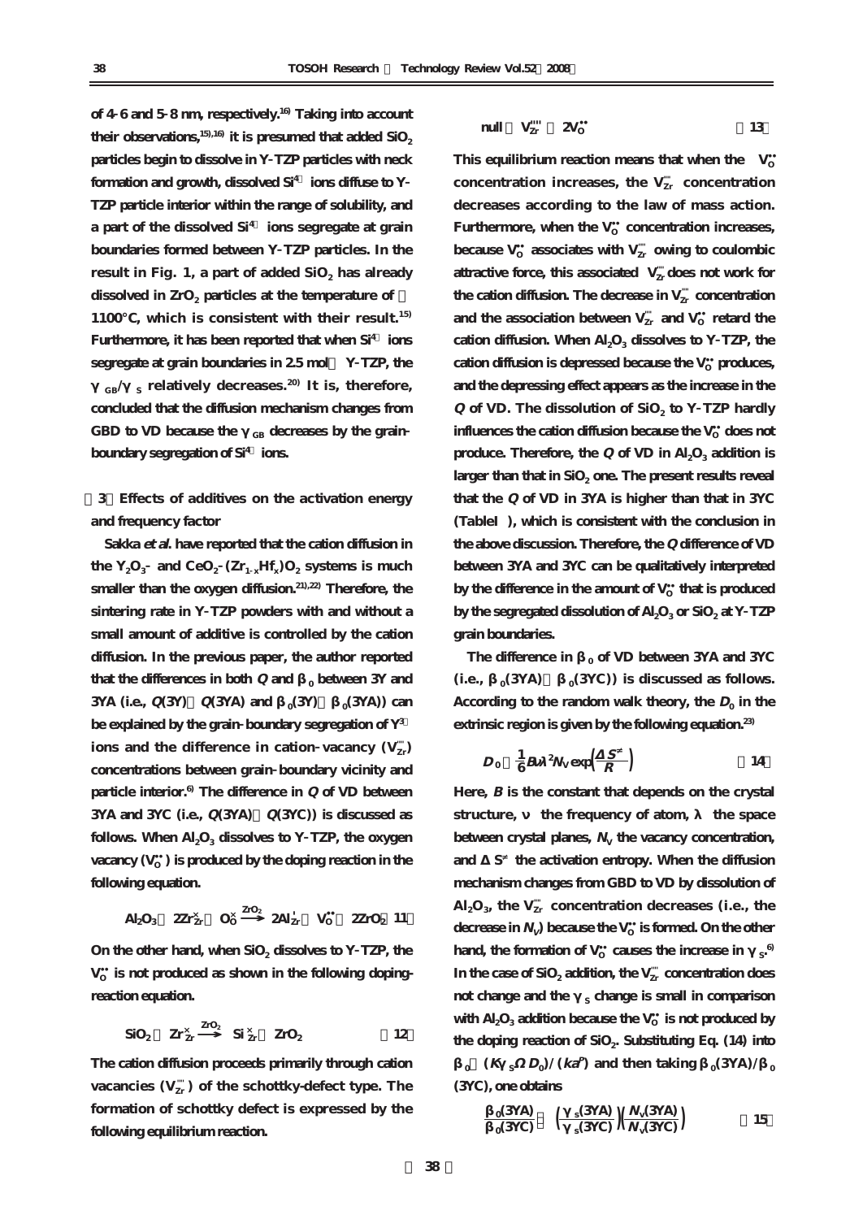of 4-6 and 5-8 nm, respectively.[16] Taking into account their observations,[15),16)] it is presumed that added $SiO_2$ particles begin to dissolve in Y-TZP particles with neck formation and growth, dissolved $Si^{4+}$ ions diffuse to Y-TZP particle interior within the range of solubility, and a part of the dissolved $Si^{4+}$ ions segregate at grain boundaries formed between Y-TZP particles. In the result in Fig. 1, a part of added $SiO_2$ has already dissolved in $ZrO_2$ particles at the temperature of 1100°C, which is consistent with their result.[15] Furthermore, it has been reported that when $Si^{4+}$ ions segregate at grain boundaries in 2.5 mol% Y-TZP, the $\gamma_{GB}/\gamma_S$ relatively decreases.[20] It is, therefore, concluded that the diffusion mechanism changes from GBD to VD because the $\gamma_{GB}$ decreases by the grain-boundary segregation of $Si^{4+}$ ions.

### (3) Effects of additives on the activation energy and frequency factor

Sakka *et al.* have reported that the cation diffusion in the $Y_2O_3$- and $CeO_2$-$(Zr_{1-x}Hf_x)O_2$ systems is much smaller than the oxygen diffusion.[21),22)] Therefore, the sintering rate in Y-TZP powders with and without a small amount of additive is controlled by the cation diffusion. In the previous paper, the author reported that the differences in both $Q$ and $\beta_0$ between 3Y and 3YA (i.e., $Q(3Y) - Q(3YA)$ and $\beta_0(3Y) - \beta_0(3YA)$) can be explained by the grain-boundary segregation of $Y^{3+}$ ions and the difference in cation-vacancy ($V_{Zr}''''$) concentrations between grain-boundary vicinity and particle interior.[6] The difference in $Q$ of VD between 3YA and 3YC (i.e., $Q(3YA) - Q(3YC)$) is discussed as follows. When $Al_2O_3$ dissolves to Y-TZP, the oxygen vacancy ($V_O^{\bullet\bullet}$) is produced by the doping reaction in the following equation.

$$Al_2O_3 + 2Zr_{Zr}^{\times} + O_O^{\times} \xrightarrow{ZrO_2} 2Al_{Zr}' + V_O^{\bullet\bullet} + 2ZrO_2 \quad (11)$$

On the other hand, when $SiO_2$ dissolves to Y-TZP, the $V_O^{\bullet\bullet}$ is not produced as shown in the following doping-reaction equation.

$$SiO_2 + Zr_{Zr}^{\times} \xrightarrow{ZrO_2} Si_{Zr}^{\times} + ZrO_2 \quad (12)$$

The cation diffusion proceeds primarily through cation vacancies ($V_{Zr}''''$) of the schottky-defect type. The formation of schottky defect is expressed by the following equilibrium reaction.

$$\text{null} = V_{Zr}'''' + 2V_O^{\bullet\bullet} \quad (13)$$

This equilibrium reaction means that when the $V_O^{\bullet\bullet}$ concentration increases, the $V_{Zr}''''$ concentration decreases according to the law of mass action. Furthermore, when the $V_O^{\bullet\bullet}$ concentration increases, because $V_O^{\bullet\bullet}$ associates with $V_{Zr}''''$ owing to coulombic attractive force, this associated $V_{Zr}''''$ does not work for the cation diffusion. The decrease in $V_{Zr}''''$ concentration and the association between $V_{Zr}''''$ and $V_O^{\bullet\bullet}$ retard the cation diffusion. When $Al_2O_3$ dissolves to Y-TZP, the cation diffusion is depressed because the $V_O^{\bullet\bullet}$ produces, and the depressing effect appears as the increase in the $Q$ of VD. The dissolution of $SiO_2$ to Y-TZP hardly influences the cation diffusion because the $V_O^{\bullet\bullet}$ does not produce. Therefore, the $Q$ of VD in $Al_2O_3$ addition is larger than that in $SiO_2$ one. The present results reveal that the $Q$ of VD in 3YA is higher than that in 3YC (Table I), which is consistent with the conclusion in the above discussion. Therefore, the $Q$ difference of VD between 3YA and 3YC can be qualitatively interpreted by the difference in the amount of $V_O^{\bullet\bullet}$ that is produced by the segregated dissolution of $Al_2O_3$ or $SiO_2$ at Y-TZP grain boundaries.

The difference in $\beta_0$ of VD between 3YA and 3YC (i.e., $\beta_0(3YA) - \beta_0(3YC)$) is discussed as follows. According to the random walk theory, the $D_0$ in the extrinsic region is given by the following equation.[23]

$$D_0 = \frac{1}{6}B\nu\lambda^2 N_V \exp\left(\frac{\Delta S^{\neq}}{R}\right) \quad (14)$$

Here, $B$ is the constant that depends on the crystal structure, $\nu$ the frequency of atom, $\lambda$ the space between crystal planes, $N_V$ the vacancy concentration, and $\Delta S^{\neq}$ the activation entropy. When the diffusion mechanism changes from GBD to VD by dissolution of $Al_2O_3$, the $V_{Zr}''''$ concentration decreases (i.e., the decrease in $N_V$) because the $V_O^{\bullet\bullet}$ is formed. On the other hand, the formation of $V_O^{\bullet\bullet}$ causes the increase in $\gamma_S$.[6] In the case of $SiO_2$ addition, the $V_{Zr}''''$ concentration does not change and the $\gamma_S$ change is small in comparison with $Al_2O_3$ addition because the $V_O^{\bullet\bullet}$ is not produced by the doping reaction of $SiO_2$. Substituting Eq. (14) into $\beta_0 = (K\gamma_S\Omega D_0)/(ka^p)$ and then taking $\beta_0(3YA)/\beta_0(3YC)$, one obtains

$$\frac{\beta_0(3YA)}{\beta_0(3YC)} = \left(\frac{\gamma_S(3YA)}{\gamma_S(3YC)}\right)\left(\frac{N_V(3YA)}{N_V(3YC)}\right) \quad (15)$$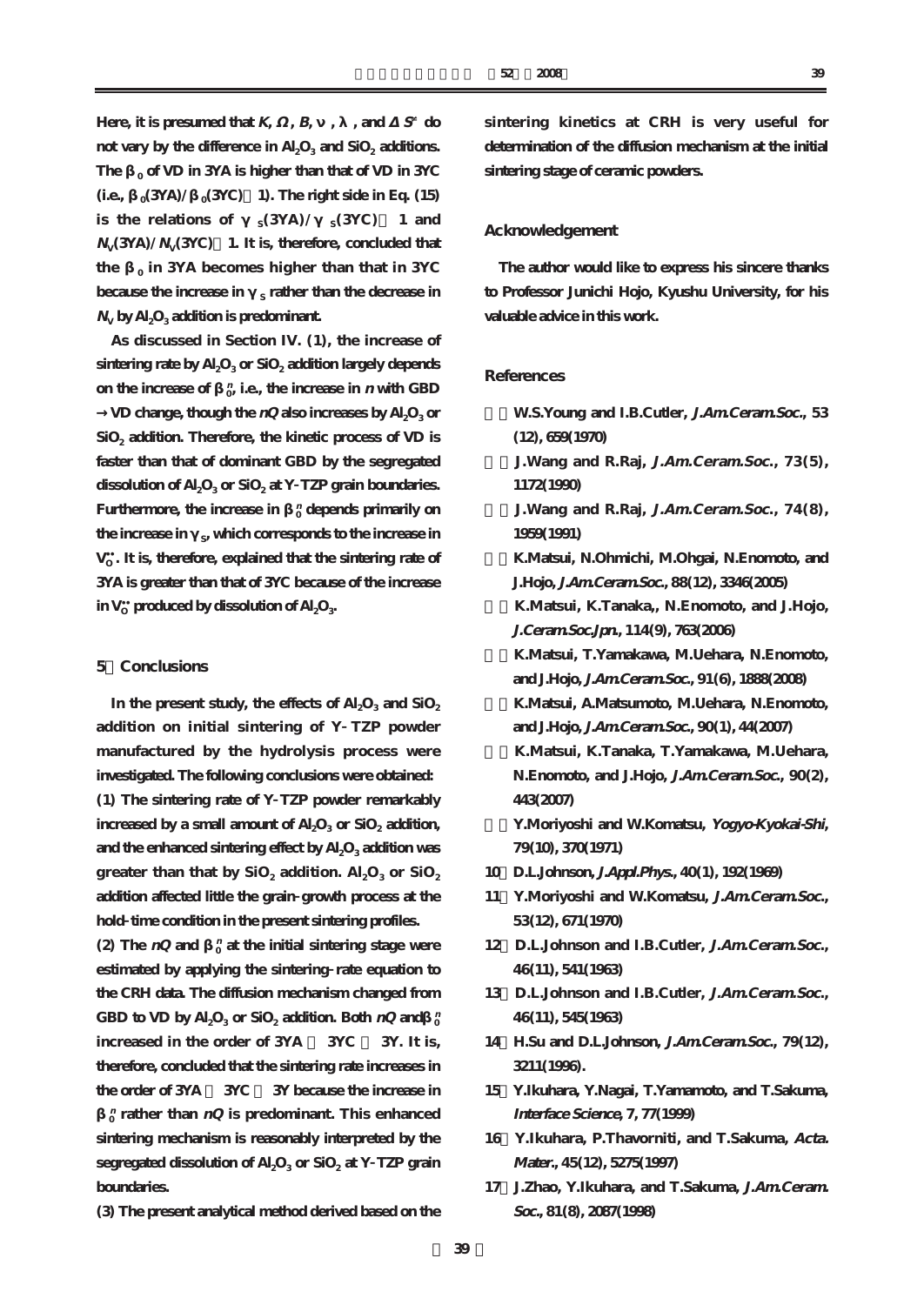Here, it is presumed that $K$, $\Omega$, $B$, $\nu$, $\lambda$, and $\Delta S^{*}$ do not vary by the difference in $Al_2O_3$ and $SiO_2$ additions. The $\beta_0$ of VD in 3YA is higher than that of VD in 3YC (i.e., $\beta_0(3YA)/\beta_0(3YC) > 1$). The right side in Eq. (15) is the relations of $\gamma_S(3YA)/\gamma_S(3YC) > 1$ and $N_V(3YA)/N_V(3YC) < 1$. It is, therefore, concluded that the $\beta_0$ in 3YA becomes higher than that in 3YC because the increase in $\gamma_S$ rather than the decrease in $N_V$ by $Al_2O_3$ addition is predominant.

As discussed in Section IV. (1), the increase of sintering rate by $Al_2O_3$ or $SiO_2$ addition largely depends on the increase of $\beta_0^n$, i.e., the increase in $n$ with GBD → VD change, though the $nQ$ also increases by $Al_2O_3$ or $SiO_2$ addition. Therefore, the kinetic process of VD is faster than that of dominant GBD by the segregated dissolution of $Al_2O_3$ or $SiO_2$ at Y-TZP grain boundaries. Furthermore, the increase in $\beta_0^n$ depends primarily on the increase in $\gamma_S$, which corresponds to the increase in $V_O^{\bullet\bullet}$. It is, therefore, explained that the sintering rate of 3YA is greater than that of 3YC because of the increase in $V_O^{\bullet\bullet}$ produced by dissolution of $Al_2O_3$.

## 5. Conclusions

In the present study, the effects of $Al_2O_3$ and $SiO_2$ addition on initial sintering of Y-TZP powder manufactured by the hydrolysis process were investigated. The following conclusions were obtained:

(1) The sintering rate of Y-TZP powder remarkably increased by a small amount of $Al_2O_3$ or $SiO_2$ addition, and the enhanced sintering effect by $Al_2O_3$ addition was greater than that by $SiO_2$ addition. $Al_2O_3$ or $SiO_2$ addition affected little the grain-growth process at the hold-time condition in the present sintering profiles.

(2) The $nQ$ and $\beta_0^n$ at the initial sintering stage were estimated by applying the sintering-rate equation to the CRH data. The diffusion mechanism changed from GBD to VD by $Al_2O_3$ or $SiO_2$ addition. Both $nQ$ and $\beta_0^n$ increased in the order of 3YA > 3YC > 3Y. It is, therefore, concluded that the sintering rate increases in the order of 3YA > 3YC > 3Y because the increase in $\beta_0^n$ rather than $nQ$ is predominant. This enhanced sintering mechanism is reasonably interpreted by the segregated dissolution of $Al_2O_3$ or $SiO_2$ at Y-TZP grain boundaries.

(3) The present analytical method derived based on the sintering kinetics at CRH is very useful for determination of the diffusion mechanism at the initial sintering stage of ceramic powders.

## Acknowledgement

The author would like to express his sincere thanks to Professor Junichi Hojo, Kyushu University, for his valuable advice in this work.

## References

1) W.S.Young and I.B.Cutler, *J.Am.Ceram.Soc.*, 53 (12), 659(1970)
2) J.Wang and R.Raj, *J.Am.Ceram.Soc.*, 73(5), 1172(1990)
3) J.Wang and R.Raj, *J.Am.Ceram.Soc.*, 74(8), 1959(1991)
4) K.Matsui, N.Ohmichi, M.Ohgai, N.Enomoto, and J.Hojo, *J.Am.Ceram.Soc.*, 88(12), 3346(2005)
5) K.Matsui, K.Tanaka,, N.Enomoto, and J.Hojo, *J.Ceram.Soc.Jpn.*, 114(9), 763(2006)
6) K.Matsui, T.Yamakawa, M.Uehara, N.Enomoto, and J.Hojo, *J.Am.Ceram.Soc.*, 91(6), 1888(2008)
7) K.Matsui, A.Matsumoto, M.Uehara, N.Enomoto, and J.Hojo, *J.Am.Ceram.Soc.*, 90(1), 44(2007)
8) K.Matsui, K.Tanaka, T.Yamakawa, M.Uehara, N.Enomoto, and J.Hojo, *J.Am.Ceram.Soc.*, 90(2), 443(2007)
9) Y.Moriyoshi and W.Komatsu, *Yogyo-Kyokai-Shi*, 79(10), 370(1971)
10) D.L.Johnson, *J.Appl.Phys.*, 40(1), 192(1969)
11) Y.Moriyoshi and W.Komatsu, *J.Am.Ceram.Soc.*, 53(12), 671(1970)
12) D.L.Johnson and I.B.Cutler, *J.Am.Ceram.Soc.*, 46(11), 541(1963)
13) D.L.Johnson and I.B.Cutler, *J.Am.Ceram.Soc.*, 46(11), 545(1963)
14) H.Su and D.L.Johnson, *J.Am.Ceram.Soc.*, 79(12), 3211(1996).
15) Y.Ikuhara, Y.Nagai, T.Yamamoto, and T.Sakuma, *Interface Science*, 7, 77(1999)
16) Y.Ikuhara, P.Thavorniti, and T.Sakuma, *Acta. Mater.*, 45(12), 5275(1997)
17) J.Zhao, Y.Ikuhara, and T.Sakuma, *J.Am.Ceram. Soc.*, 81(8), 2087(1998)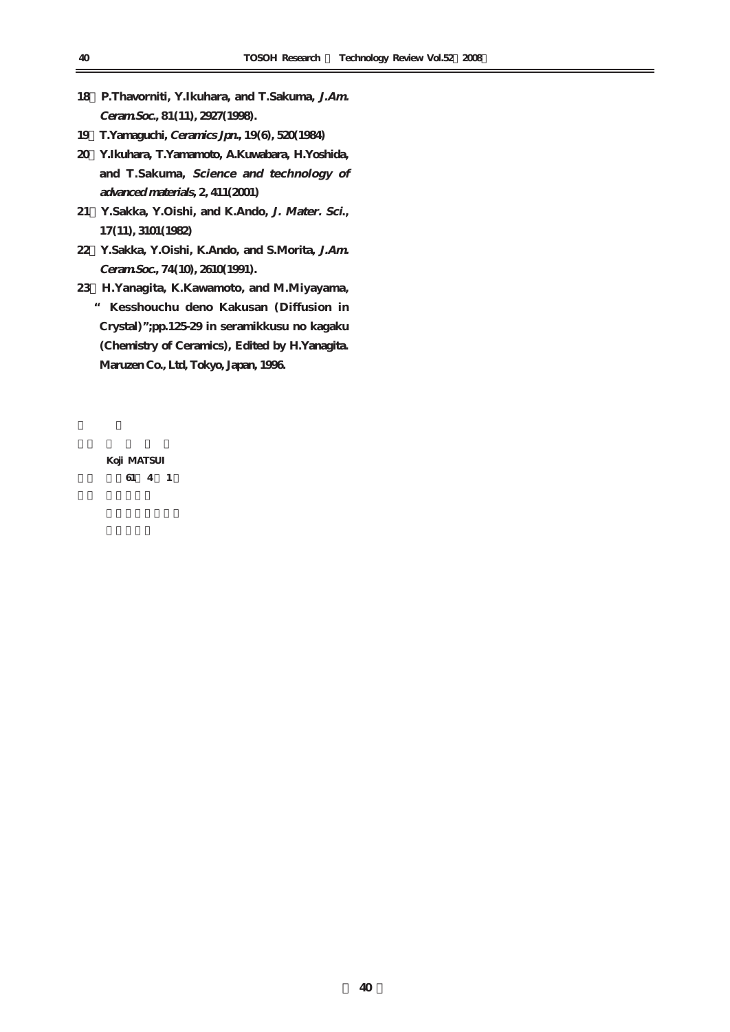18）P.Thavorniti, Y.Ikuhara, and T.Sakuma, *J.Am. Ceram.Soc.*, 81(11), 2927(1998).

19）T.Yamaguchi, *Ceramics Jpn.*, 19(6), 520(1984)

20）Y.Ikuhara, T.Yamamoto, A.Kuwabara, H.Yoshida, and T.Sakuma, *Science and technology of advanced materials*, 2, 411(2001)

21）Y.Sakka, Y.Oishi, and K.Ando, *J. Mater. Sci.*, 17(11), 3101(1982)

22）Y.Sakka, Y.Oishi, K.Ando, and S.Morita, *J.Am. Ceram.Soc.*, 74(10), 2610(1991).

23）H.Yanagita, K.Kawamoto, and M.Miyayama, "Kesshouchu deno Kakusan (Diffusion in Crystal)";pp.125-29 in seramikkusu no kagaku (Chemistry of Ceramics), Edited by H.Yanagita. Maruzen Co., Ltd, Tokyo, Japan, 1996.

Koji MATSUI

61 4 1